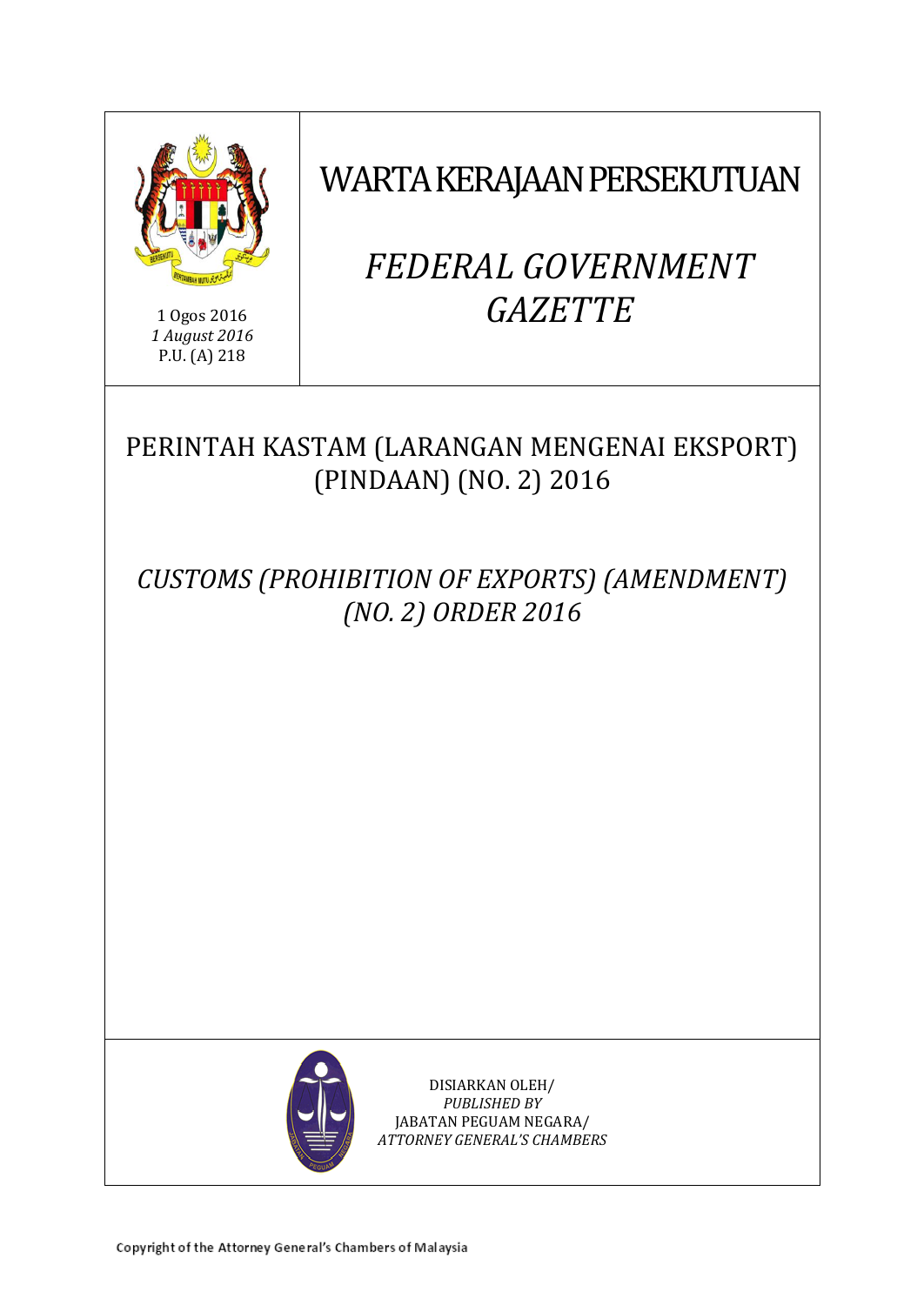1 Ogos 2016
*1 August 2016*
P.U. (A) 218

# WARTA KERAJAAN PERSEKUTUAN

# *FEDERAL GOVERNMENT GAZETTE*

## PERINTAH KASTAM (LARANGAN MENGENAI EKSPORT) (PINDAAN) (NO. 2) 2016

## *CUSTOMS (PROHIBITION OF EXPORTS) (AMENDMENT) (NO. 2) ORDER 2016*

DISIARKAN OLEH/
*PUBLISHED BY*
JABATAN PEGUAM NEGARA/
*ATTORNEY GENERAL'S CHAMBERS*

Copyright of the Attorney General's Chambers of Malaysia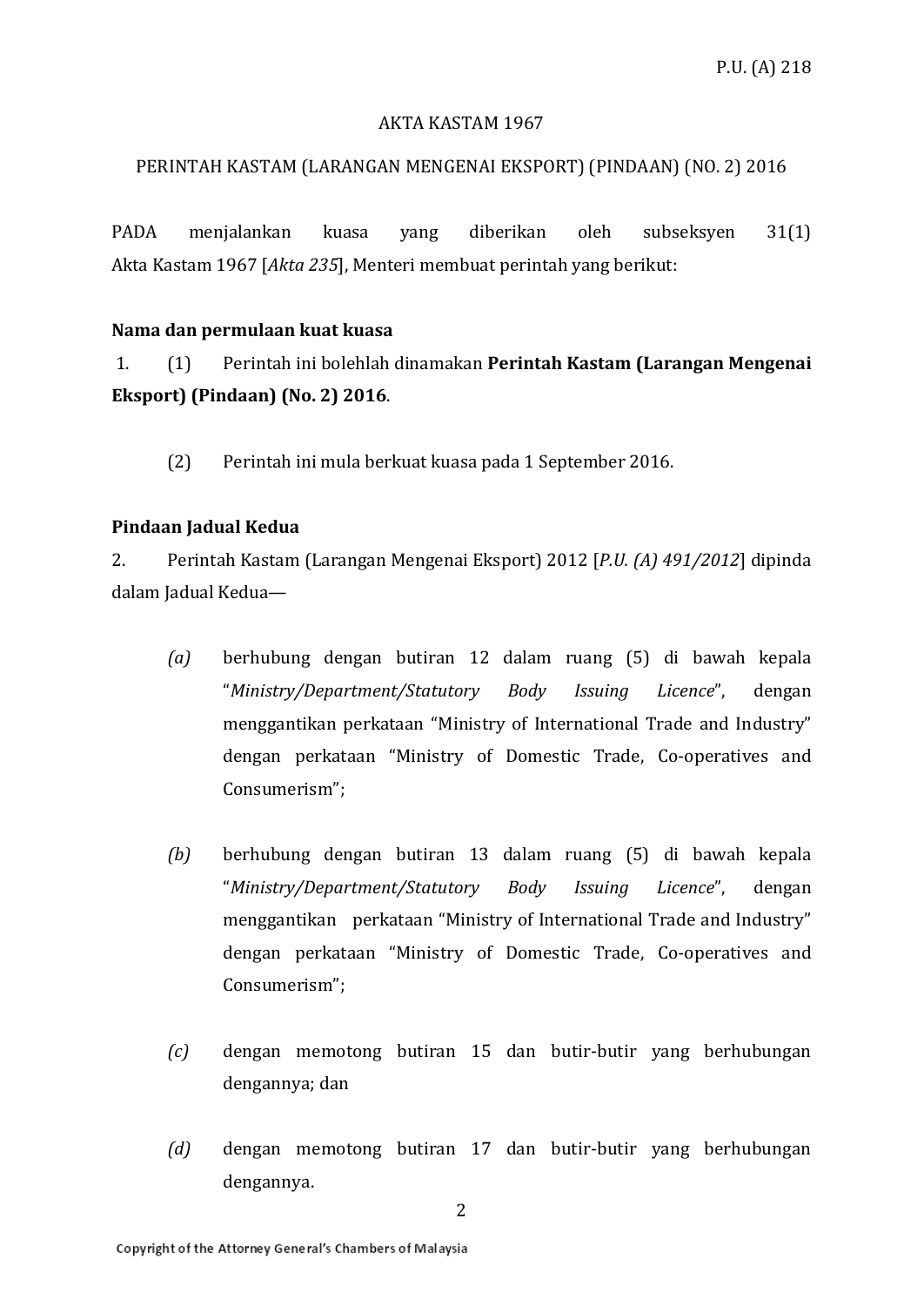AKTA KASTAM 1967

PERINTAH KASTAM (LARANGAN MENGENAI EKSPORT) (PINDAAN) (NO. 2) 2016

PADA menjalankan kuasa yang diberikan oleh subseksyen 31(1) Akta Kastam 1967 [*Akta 235*], Menteri membuat perintah yang berikut:

**Nama dan permulaan kuat kuasa**

1. (1) Perintah ini bolehlah dinamakan **Perintah Kastam (Larangan Mengenai Eksport) (Pindaan) (No. 2) 2016**.

   (2) Perintah ini mula berkuat kuasa pada 1 September 2016.

**Pindaan Jadual Kedua**

2. Perintah Kastam (Larangan Mengenai Eksport) 2012 [*P.U. (A) 491/2012*] dipinda dalam Jadual Kedua—

   *(a)* berhubung dengan butiran 12 dalam ruang (5) di bawah kepala "*Ministry/Department/Statutory Body Issuing Licence*", dengan menggantikan perkataan "Ministry of International Trade and Industry" dengan perkataan "Ministry of Domestic Trade, Co-operatives and Consumerism";

   *(b)* berhubung dengan butiran 13 dalam ruang (5) di bawah kepala "*Ministry/Department/Statutory Body Issuing Licence*", dengan menggantikan perkataan "Ministry of International Trade and Industry" dengan perkataan "Ministry of Domestic Trade, Co-operatives and Consumerism";

   *(c)* dengan memotong butiran 15 dan butir-butir yang berhubungan dengannya; dan

   *(d)* dengan memotong butiran 17 dan butir-butir yang berhubungan dengannya.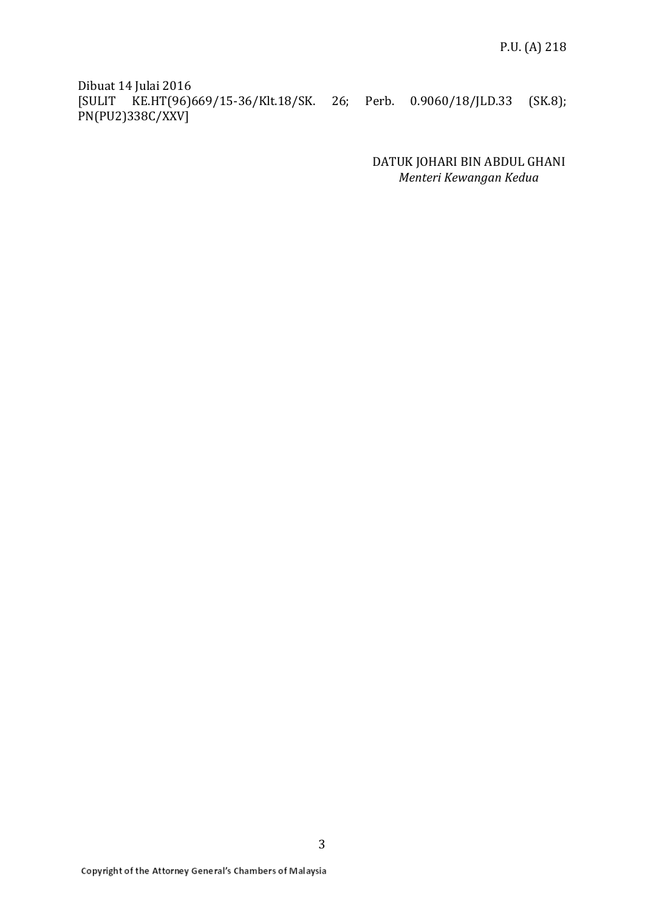Dibuat 14 Julai 2016
[SULIT KE.HT(96)669/15-36/Klt.18/SK. 26; Perb. 0.9060/18/JLD.33 (SK.8); PN(PU2)338C/XXV]

DATUK JOHARI BIN ABDUL GHANI
*Menteri Kewangan Kedua*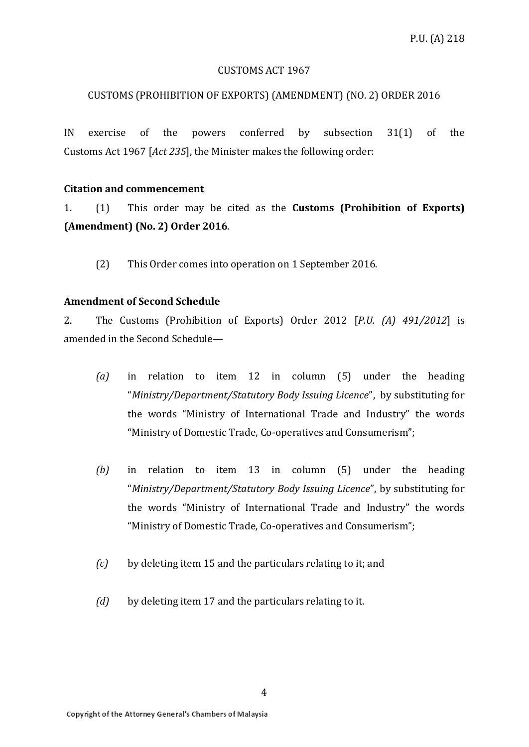P.U. (A) 218

CUSTOMS ACT 1967

CUSTOMS (PROHIBITION OF EXPORTS) (AMENDMENT) (NO. 2) ORDER 2016

IN exercise of the powers conferred by subsection 31(1) of the Customs Act 1967 [*Act 235*], the Minister makes the following order:

**Citation and commencement**

1. (1) This order may be cited as the **Customs (Prohibition of Exports) (Amendment) (No. 2) Order 2016**.

(2) This Order comes into operation on 1 September 2016.

**Amendment of Second Schedule**

2. The Customs (Prohibition of Exports) Order 2012 [*P.U. (A) 491/2012*] is amended in the Second Schedule—

*(a)* in relation to item 12 in column (5) under the heading "*Ministry/Department/Statutory Body Issuing Licence*", by substituting for the words "Ministry of International Trade and Industry" the words "Ministry of Domestic Trade, Co-operatives and Consumerism";

*(b)* in relation to item 13 in column (5) under the heading "*Ministry/Department/Statutory Body Issuing Licence*", by substituting for the words "Ministry of International Trade and Industry" the words "Ministry of Domestic Trade, Co-operatives and Consumerism";

*(c)* by deleting item 15 and the particulars relating to it; and

*(d)* by deleting item 17 and the particulars relating to it.

Copyright of the Attorney General's Chambers of Malaysia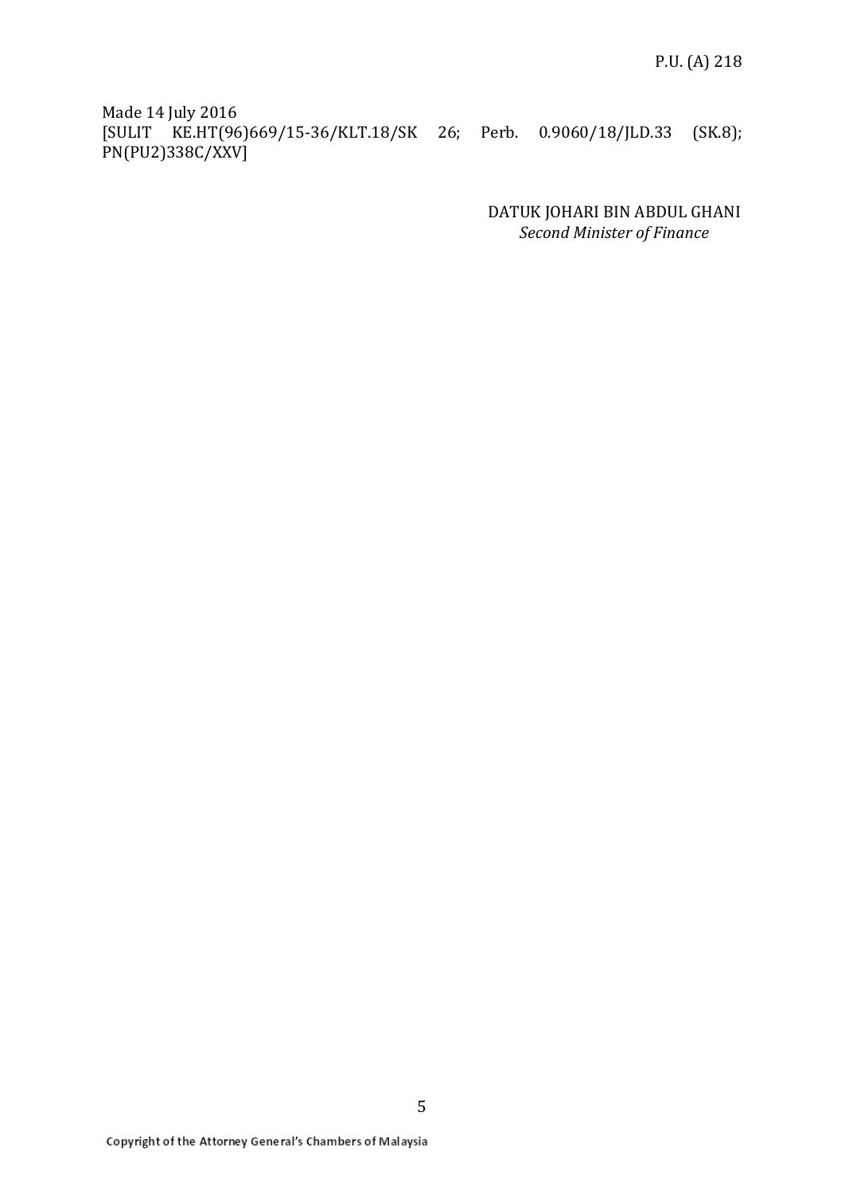Made 14 July 2016
[SULIT KE.HT(96)669/15-36/KLT.18/SK 26; Perb. 0.9060/18/JLD.33 (SK.8); PN(PU2)338C/XXV]

DATUK JOHARI BIN ABDUL GHANI
*Second Minister of Finance*